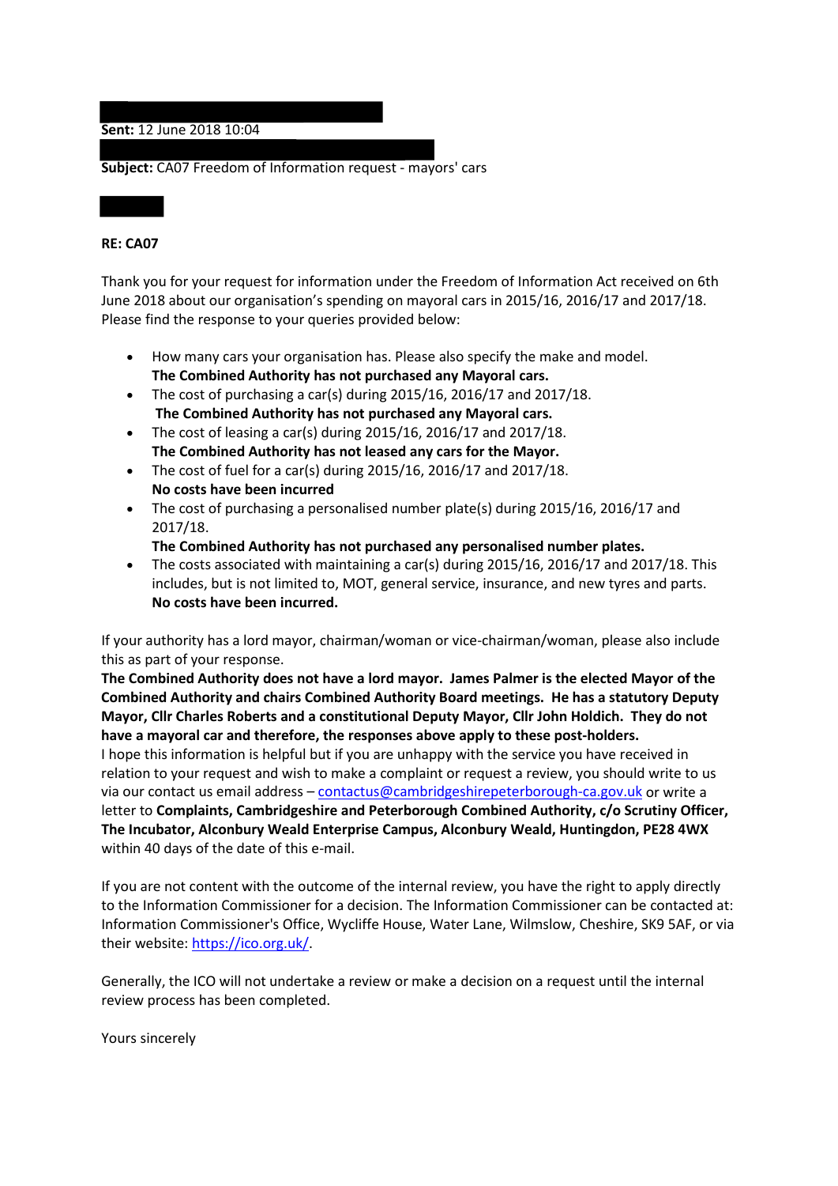**Sent:** 12 June 2018 10:04

**Subject:** CA07 Freedom of Information request - mayors' cars

**RE: CA07**

Thank you for your request for information under the Freedom of Information Act received on 6th June 2018 about our organisation's spending on mayoral cars in 2015/16, 2016/17 and 2017/18. Please find the response to your queries provided below:

- How many cars your organisation has. Please also specify the make and model.
  **The Combined Authority has not purchased any Mayoral cars.**
- The cost of purchasing a car(s) during 2015/16, 2016/17 and 2017/18.
  **The Combined Authority has not purchased any Mayoral cars.**
- The cost of leasing a car(s) during 2015/16, 2016/17 and 2017/18.
  **The Combined Authority has not leased any cars for the Mayor.**
- The cost of fuel for a car(s) during 2015/16, 2016/17 and 2017/18.
  **No costs have been incurred**
- The cost of purchasing a personalised number plate(s) during 2015/16, 2016/17 and 2017/18.
  **The Combined Authority has not purchased any personalised number plates.**
- The costs associated with maintaining a car(s) during 2015/16, 2016/17 and 2017/18. This includes, but is not limited to, MOT, general service, insurance, and new tyres and parts.
  **No costs have been incurred.**

If your authority has a lord mayor, chairman/woman or vice-chairman/woman, please also include this as part of your response.
**The Combined Authority does not have a lord mayor. James Palmer is the elected Mayor of the Combined Authority and chairs Combined Authority Board meetings. He has a statutory Deputy Mayor, Cllr Charles Roberts and a constitutional Deputy Mayor, Cllr John Holdich. They do not have a mayoral car and therefore, the responses above apply to these post-holders.**
I hope this information is helpful but if you are unhappy with the service you have received in relation to your request and wish to make a complaint or request a review, you should write to us via our contact us email address – contactus@cambridgeshirepeterborough-ca.gov.uk or write a letter to **Complaints, Cambridgeshire and Peterborough Combined Authority, c/o Scrutiny Officer, The Incubator, Alconbury Weald Enterprise Campus, Alconbury Weald, Huntingdon, PE28 4WX** within 40 days of the date of this e-mail.

If you are not content with the outcome of the internal review, you have the right to apply directly to the Information Commissioner for a decision. The Information Commissioner can be contacted at: Information Commissioner's Office, Wycliffe House, Water Lane, Wilmslow, Cheshire, SK9 5AF, or via their website: https://ico.org.uk/.

Generally, the ICO will not undertake a review or make a decision on a request until the internal review process has been completed.

Yours sincerely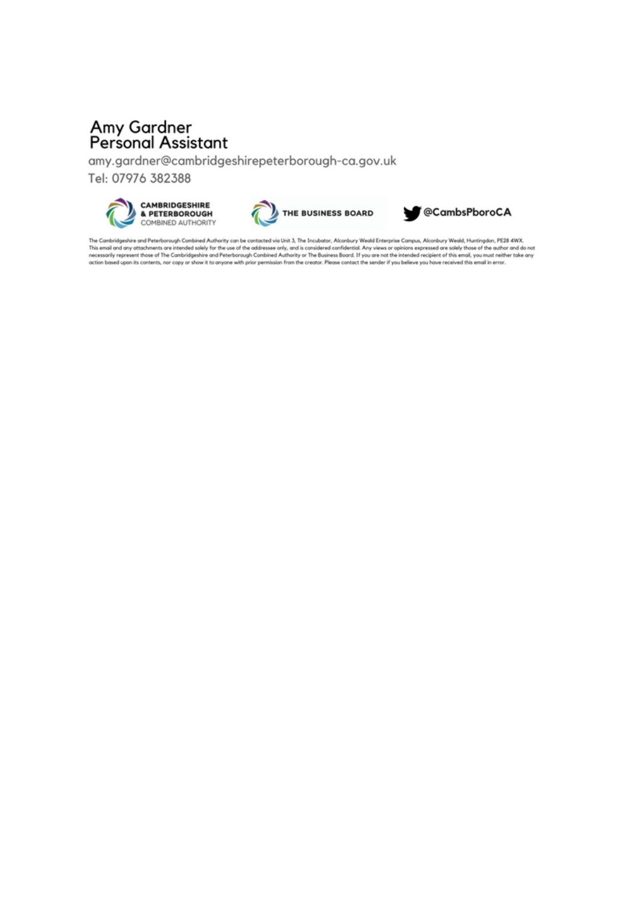Amy Gardner
Personal Assistant

amy.gardner@cambridgeshirepeterborough-ca.gov.uk

Tel: 07976 382388

CAMBRIDGESHIRE & PETERBOROUGH COMBINED AUTHORITY

THE BUSINESS BOARD

@CambsPboroCA

The Cambridgeshire and Peterborough Combined Authority can be contacted via Unit 3, The Incubator, Alconbury Weald Enterprise Campus, Alconbury Weald, Huntingdon, PE28 4WX. This email and any attachments are intended solely for the use of the addressee only, and is considered confidential. Any views or opinions expressed are solely those of the author and do not necessarily represent those of The Cambridgeshire and Peterborough Combined Authority or The Business Board. If you are not the intended recipient of this email, you must neither take any action based upon its contents, nor copy or show it to anyone with prior permission from the creator. Please contact the sender if you believe you have received this email in error.